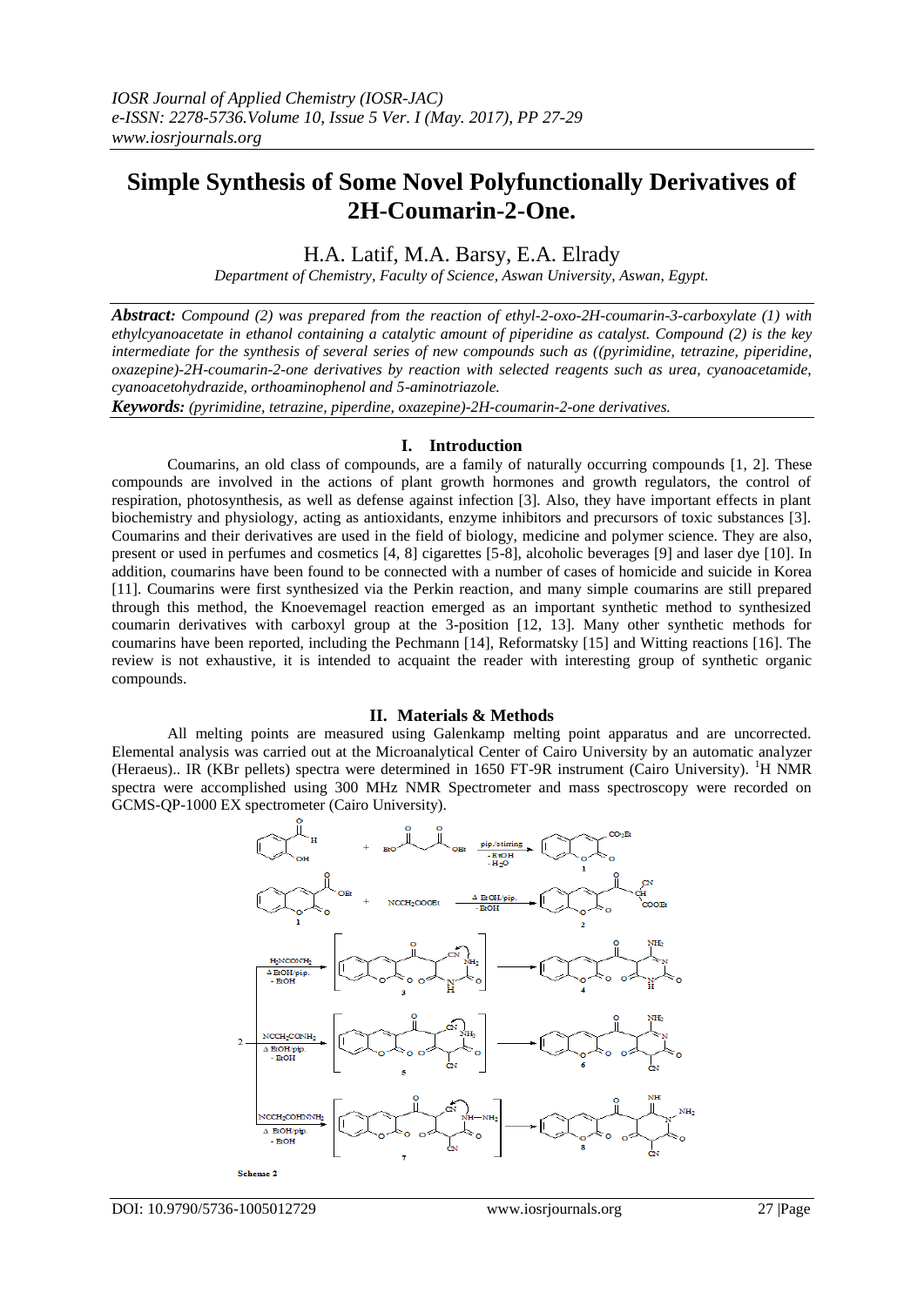# Simple Synthesis of Some Novel Polyfunctionally Derivatives of 2H-Coumarin-2-One.

H.A. Latif, M.A. Barsy, E.A. Elrady

*Department of Chemistry, Faculty of Science, Aswan University, Aswan, Egypt.*

***Abstract:*** *Compound (2) was prepared from the reaction of ethyl-2-oxo-2H-coumarin-3-carboxylate (1) with ethylcyanoacetate in ethanol containing a catalytic amount of piperidine as catalyst. Compound (2) is the key intermediate for the synthesis of several series of new compounds such as ((pyrimidine, tetrazine, piperidine, oxazepine)-2H-coumarin-2-one derivatives by reaction with selected reagents such as urea, cyanoacetamide, cyanoacetohydrazide, orthoaminophenol and 5-aminotriazole.*

***Keywords:*** *(pyrimidine, tetrazine, piperdine, oxazepine)-2H-coumarin-2-one derivatives.*

## I. Introduction

Coumarins, an old class of compounds, are a family of naturally occurring compounds [1, 2]. These compounds are involved in the actions of plant growth hormones and growth regulators, the control of respiration, photosynthesis, as well as defense against infection [3]. Also, they have important effects in plant biochemistry and physiology, acting as antioxidants, enzyme inhibitors and precursors of toxic substances [3]. Coumarins and their derivatives are used in the field of biology, medicine and polymer science. They are also, present or used in perfumes and cosmetics [4, 8] cigarettes [5-8], alcoholic beverages [9] and laser dye [10]. In addition, coumarins have been found to be connected with a number of cases of homicide and suicide in Korea [11]. Coumarins were first synthesized via the Perkin reaction, and many simple coumarins are still prepared through this method, the Knoevemagel reaction emerged as an important synthetic method to synthesized coumarin derivatives with carboxyl group at the 3-position [12, 13]. Many other synthetic methods for coumarins have been reported, including the Pechmann [14], Reformatsky [15] and Witting reactions [16]. The review is not exhaustive, it is intended to acquaint the reader with interesting group of synthetic organic compounds.

## II. Materials & Methods

All melting points are measured using Galenkamp melting point apparatus and are uncorrected. Elemental analysis was carried out at the Microanalytical Center of Cairo University by an automatic analyzer (Heraeus).. IR (KBr pellets) spectra were determined in 1650 FT-9R instrument (Cairo University). $^1$H NMR spectra were accomplished using 300 MHz NMR Spectrometer and mass spectroscopy were recorded on GCMS-QP-1000 EX spectrometer (Cairo University).

Scheme 2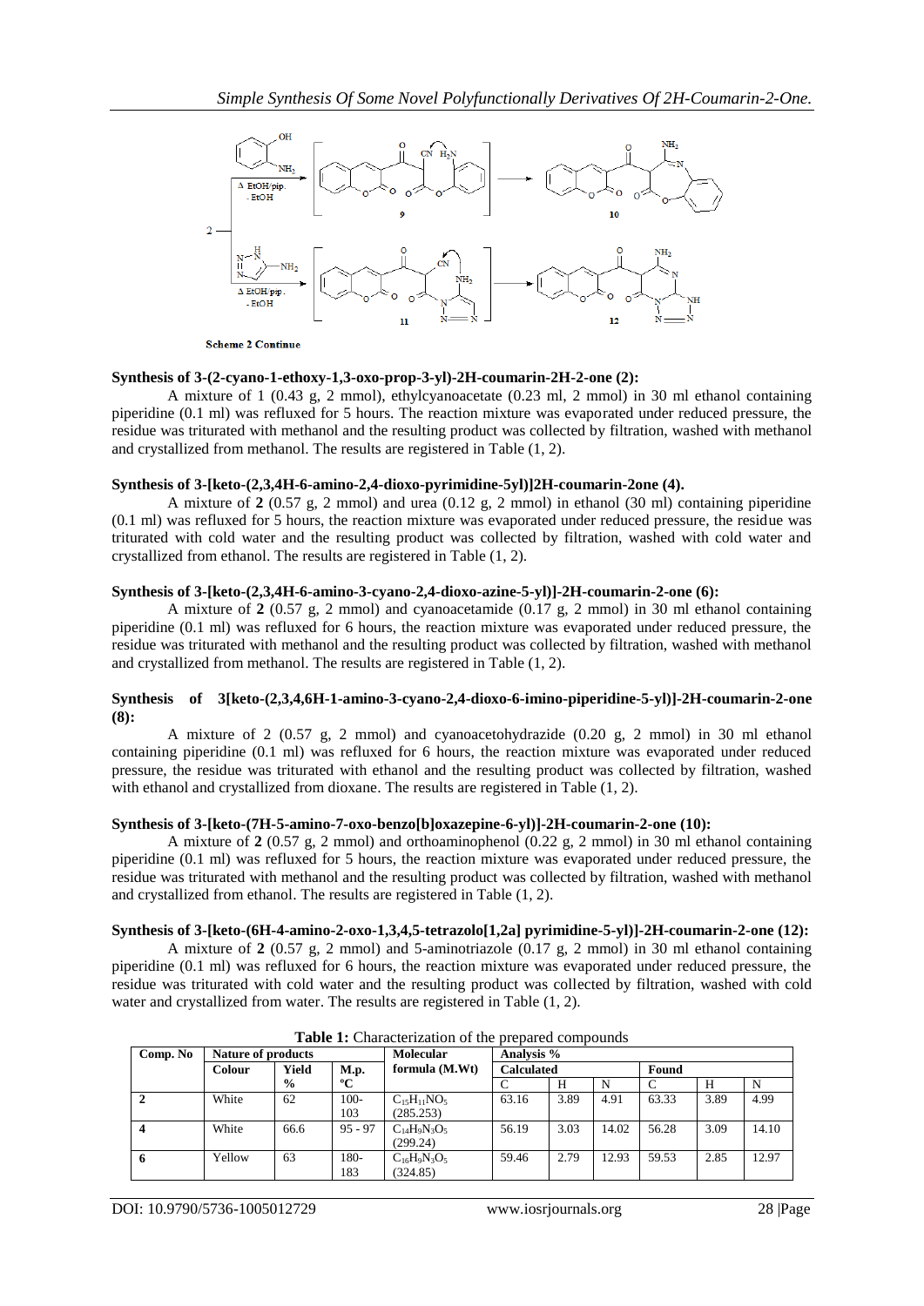**Scheme 2 Continue**

### Synthesis of 3-(2-cyano-1-ethoxy-1,3-oxo-prop-3-yl)-2H-coumarin-2H-2-one (2):

A mixture of 1 (0.43 g, 2 mmol), ethylcyanoacetate (0.23 ml, 2 mmol) in 30 ml ethanol containing piperidine (0.1 ml) was refluxed for 5 hours. The reaction mixture was evaporated under reduced pressure, the residue was triturated with methanol and the resulting product was collected by filtration, washed with methanol and crystallized from methanol. The results are registered in Table (1, 2).

### Synthesis of 3-[keto-(2,3,4H-6-amino-2,4-dioxo-pyrimidine-5yl)]2H-coumarin-2one (4).

A mixture of **2** (0.57 g, 2 mmol) and urea (0.12 g, 2 mmol) in ethanol (30 ml) containing piperidine (0.1 ml) was refluxed for 5 hours, the reaction mixture was evaporated under reduced pressure, the residue was triturated with cold water and the resulting product was collected by filtration, washed with cold water and crystallized from ethanol. The results are registered in Table (1, 2).

### Synthesis of 3-[keto-(2,3,4H-6-amino-3-cyano-2,4-dioxo-azine-5-yl)]-2H-coumarin-2-one (6):

A mixture of **2** (0.57 g, 2 mmol) and cyanoacetamide (0.17 g, 2 mmol) in 30 ml ethanol containing piperidine (0.1 ml) was refluxed for 6 hours, the reaction mixture was evaporated under reduced pressure, the residue was triturated with methanol and the resulting product was collected by filtration, washed with methanol and crystallized from methanol. The results are registered in Table (1, 2).

### Synthesis of 3[keto-(2,3,4,6H-1-amino-3-cyano-2,4-dioxo-6-imino-piperidine-5-yl)]-2H-coumarin-2-one (8):

A mixture of 2 (0.57 g, 2 mmol) and cyanoacetohydrazide (0.20 g, 2 mmol) in 30 ml ethanol containing piperidine (0.1 ml) was refluxed for 6 hours, the reaction mixture was evaporated under reduced pressure, the residue was triturated with ethanol and the resulting product was collected by filtration, washed with ethanol and crystallized from dioxane. The results are registered in Table (1, 2).

### Synthesis of 3-[keto-(7H-5-amino-7-oxo-benzo[b]oxazepine-6-yl)]-2H-coumarin-2-one (10):

A mixture of **2** (0.57 g, 2 mmol) and orthoaminophenol (0.22 g, 2 mmol) in 30 ml ethanol containing piperidine (0.1 ml) was refluxed for 5 hours, the reaction mixture was evaporated under reduced pressure, the residue was triturated with methanol and the resulting product was collected by filtration, washed with methanol and crystallized from ethanol. The results are registered in Table (1, 2).

### Synthesis of 3-[keto-(6H-4-amino-2-oxo-1,3,4,5-tetrazolo[1,2a] pyrimidine-5-yl)]-2H-coumarin-2-one (12):

A mixture of **2** (0.57 g, 2 mmol) and 5-aminotriazole (0.17 g, 2 mmol) in 30 ml ethanol containing piperidine (0.1 ml) was refluxed for 6 hours, the reaction mixture was evaporated under reduced pressure, the residue was triturated with cold water and the resulting product was collected by filtration, washed with cold water and crystallized from water. The results are registered in Table (1, 2).

**Table 1:** Characterization of the prepared compounds

| Comp. No | Nature of products | | | Molecular formula (M.Wt) | Analysis % | | | | | |
|---|---|---|---|---|---|---|---|---|---|---|
| | Colour | Yield % | M.p. ºC | | Calculated | | | Found | | |
| | | | | | C | H | N | C | H | N |
| **2** | White | 62 | 100-103 | $C_{15}H_{11}NO_5$ (285.253) | 63.16 | 3.89 | 4.91 | 63.33 | 3.89 | 4.99 |
| **4** | White | 66.6 | 95 - 97 | $C_{14}H_9N_3O_5$ (299.24) | 56.19 | 3.03 | 14.02 | 56.28 | 3.09 | 14.10 |
| **6** | Yellow | 63 | 180-183 | $C_{16}H_9N_3O_5$ (324.85) | 59.46 | 2.79 | 12.93 | 59.53 | 2.85 | 12.97 |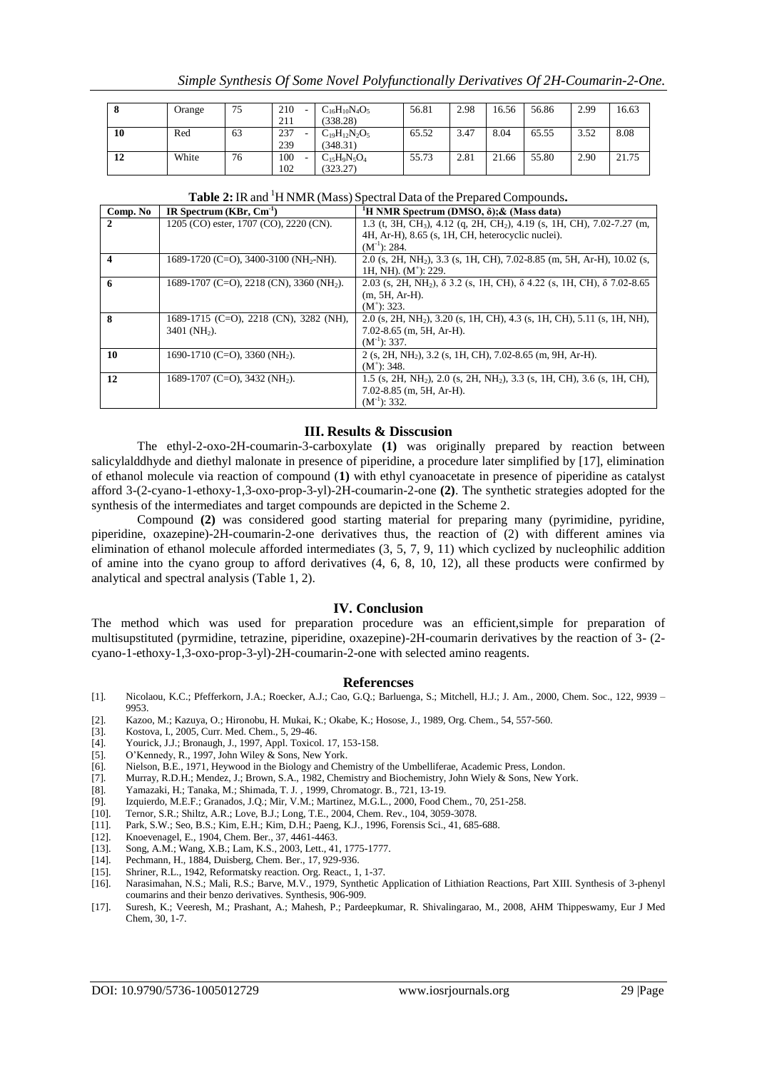| 8 | Orange | 75 | 210 - 211 | $C_{16}H_{10}N_4O_5$ (338.28) | 56.81 | 2.98 | 16.56 | 56.86 | 2.99 | 16.63 |
|---|---|---|---|---|---|---|---|---|---|---|
| 10 | Red | 63 | 237 - 239 | $C_{19}H_{12}N_2O_5$ (348.31) | 65.52 | 3.47 | 8.04 | 65.55 | 3.52 | 8.08 |
| 12 | White | 76 | 100 - 102 | $C_{15}H_9N_5O_4$ (323.27) | 55.73 | 2.81 | 21.66 | 55.80 | 2.90 | 21.75 |

**Table 2:** IR and $^1$H NMR (Mass) Spectral Data of the Prepared Compounds**.**

| Comp. No | IR Spectrum (KBr, $Cm^{-1}$) | $^1$H NMR Spectrum (DMSO, δ);& (Mass data) |
|---|---|---|
| 2 | 1205 (CO) ester, 1707 (CO), 2220 (CN). | 1.3 (t, 3H, $CH_3$), 4.12 (q, 2H, $CH_2$), 4.19 (s, 1H, CH), 7.02-7.27 (m, 4H, Ar-H), 8.65 (s, 1H, CH, heterocyclic nuclei). ($M^{-1}$): 284. |
| 4 | 1689-1720 (C=O), 3400-3100 ($NH_2$-NH). | 2.0 (s, 2H, $NH_2$), 3.3 (s, 1H, CH), 7.02-8.85 (m, 5H, Ar-H), 10.02 (s, 1H, NH). ($M^+$): 229. |
| 6 | 1689-1707 (C=O), 2218 (CN), 3360 ($NH_2$). | 2.03 (s, 2H, $NH_2$), δ 3.2 (s, 1H, CH), δ 4.22 (s, 1H, CH), δ 7.02-8.65 (m, 5H, Ar-H). ($M^+$): 323. |
| 8 | 1689-1715 (C=O), 2218 (CN), 3282 (NH), 3401 ($NH_2$). | 2.0 (s, 2H, $NH_2$), 3.20 (s, 1H, CH), 4.3 (s, 1H, CH), 5.11 (s, 1H, NH), 7.02-8.65 (m, 5H, Ar-H). ($M^{-1}$): 337. |
| 10 | 1690-1710 (C=O), 3360 ($NH_2$). | 2 (s, 2H, $NH_2$), 3.2 (s, 1H, CH), 7.02-8.65 (m, 9H, Ar-H). ($M^+$): 348. |
| 12 | 1689-1707 (C=O), 3432 ($NH_2$). | 1.5 (s, 2H, $NH_2$), 2.0 (s, 2H, $NH_2$), 3.3 (s, 1H, CH), 3.6 (s, 1H, CH), 7.02-8.85 (m, 5H, Ar-H). ($M^{-1}$): 332. |

## III. Results & Disscusion

The ethyl-2-oxo-2H-coumarin-3-carboxylate **(1)** was originally prepared by reaction between salicylalddhyde and diethyl malonate in presence of piperidine, a procedure later simplified by [17], elimination of ethanol molecule via reaction of compound (**1)** with ethyl cyanoacetate in presence of piperidine as catalyst afford 3-(2-cyano-1-ethoxy-1,3-oxo-prop-3-yl)-2H-coumarin-2-one **(2)**. The synthetic strategies adopted for the synthesis of the intermediates and target compounds are depicted in the Scheme 2.

Compound **(2)** was considered good starting material for preparing many (pyrimidine, pyridine, piperidine, oxazepine)-2H-coumarin-2-one derivatives thus, the reaction of (2) with different amines via elimination of ethanol molecule afforded intermediates (3, 5, 7, 9, 11) which cyclized by nucleophilic addition of amine into the cyano group to afford derivatives (4, 6, 8, 10, 12), all these products were confirmed by analytical and spectral analysis (Table 1, 2).

## IV. Conclusion

The method which was used for preparation procedure was an efficient,simple for preparation of multisupstituted (pyrmidine, tetrazine, piperidine, oxazepine)-2H-coumarin derivatives by the reaction of 3- (2-cyano-1-ethoxy-1,3-oxo-prop-3-yl)-2H-coumarin-2-one with selected amino reagents.

## Referencses

[1]. Nicolaou, K.C.; Pfefferkorn, J.A.; Roecker, A.J.; Cao, G.Q.; Barluenga, S.; Mitchell, H.J.; J. Am., 2000, Chem. Soc., 122, 9939 – 9953.

[2]. Kazoo, M.; Kazuya, O.; Hironobu, H. Mukai, K.; Okabe, K.; Hosose, J., 1989, Org. Chem., 54, 557-560.

[3]. Kostova, I., 2005, Curr. Med. Chem., 5, 29-46.

[4]. Yourick, J.J.; Bronaugh, J., 1997, Appl. Toxicol. 17, 153-158.

[5]. O'Kennedy, R., 1997, John Wiley & Sons, New York.

[6]. Nielson, B.E., 1971, Heywood in the Biology and Chemistry of the Umbelliferae, Academic Press, London.

[7]. Murray, R.D.H.; Mendez, J.; Brown, S.A., 1982, Chemistry and Biochemistry, John Wiely & Sons, New York.

[8]. Yamazaki, H.; Tanaka, M.; Shimada, T. J. , 1999, Chromatogr. B., 721, 13-19.

[9]. Izquierdo, M.E.F.; Granados, J.Q.; Mir, V.M.; Martinez, M.G.L., 2000, Food Chem., 70, 251-258.

[10]. Ternor, S.R.; Shiltz, A.R.; Love, B.J.; Long, T.E., 2004, Chem. Rev., 104, 3059-3078.

[11]. Park, S.W.; Seo, B.S.; Kim, E.H.; Kim, D.H.; Paeng, K.J., 1996, Forensis Sci., 41, 685-688.

[12]. Knoevenagel, E., 1904, Chem. Ber., 37, 4461-4463.

[13]. Song, A.M.; Wang, X.B.; Lam, K.S., 2003, Lett., 41, 1775-1777.

[14]. Pechmann, H., 1884, Duisberg, Chem. Ber., 17, 929-936.

[15]. Shriner, R.L., 1942, Reformatsky reaction. Org. React., 1, 1-37.

[16]. Narasimahan, N.S.; Mali, R.S.; Barve, M.V., 1979, Synthetic Application of Lithiation Reactions, Part XIII. Synthesis of 3-phenyl coumarins and their benzo derivatives. Synthesis, 906-909.

[17]. Suresh, K.; Veeresh, M.; Prashant, A.; Mahesh, P.; Pardeepkumar, R. Shivalingarao, M., 2008, AHM Thippeswamy, Eur J Med Chem, 30, 1-7.